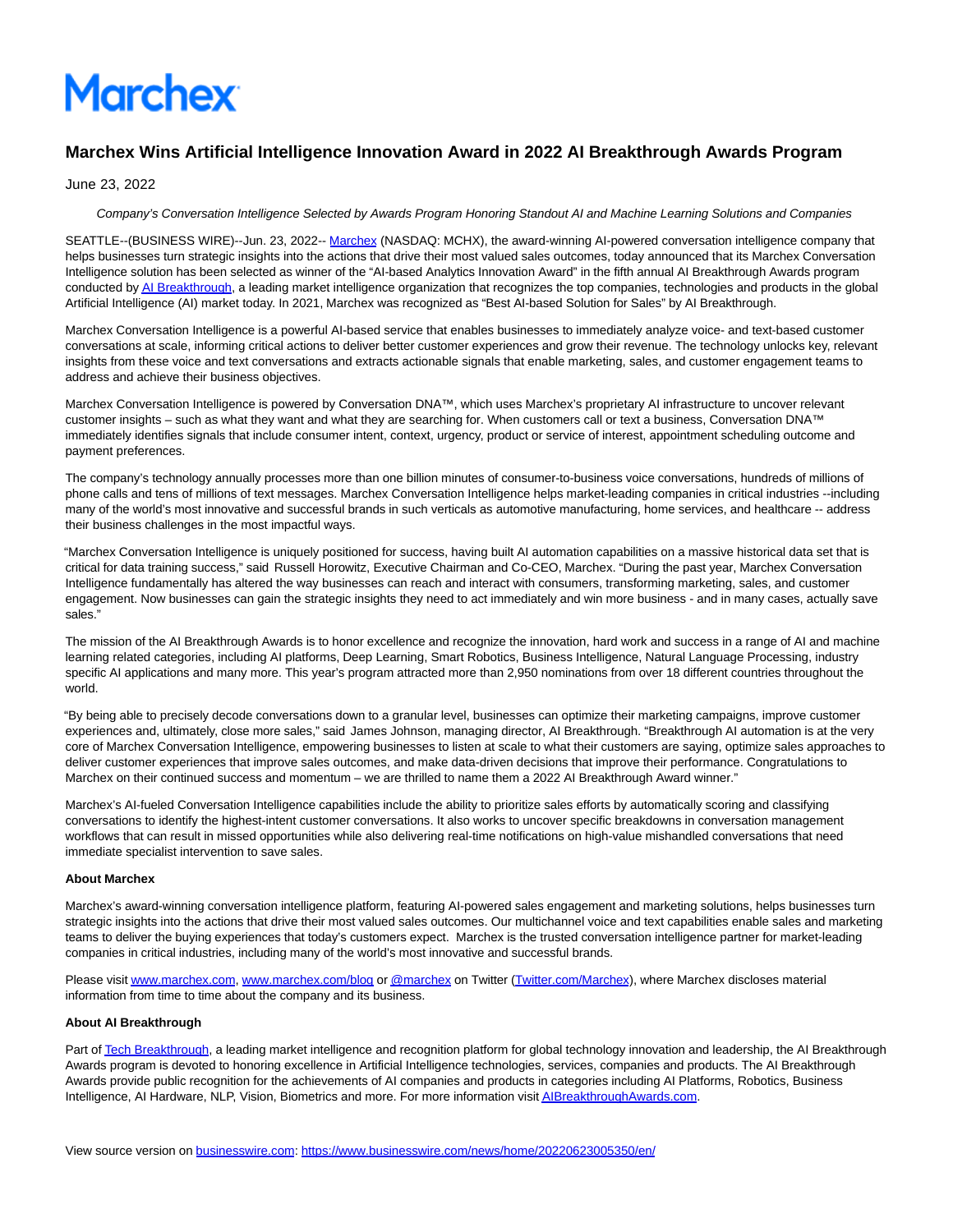Marchex

# Marchex Wins Artificial Intelligence Innovation Award in 2022 AI Breakthrough Awards Program

June 23, 2022

*Company's Conversation Intelligence Selected by Awards Program Honoring Standout AI and Machine Learning Solutions and Companies*

SEATTLE--(BUSINESS WIRE)--Jun. 23, 2022-- Marchex (NASDAQ: MCHX), the award-winning AI-powered conversation intelligence company that helps businesses turn strategic insights into the actions that drive their most valued sales outcomes, today announced that its Marchex Conversation Intelligence solution has been selected as winner of the "AI-based Analytics Innovation Award" in the fifth annual AI Breakthrough Awards program conducted by AI Breakthrough, a leading market intelligence organization that recognizes the top companies, technologies and products in the global Artificial Intelligence (AI) market today. In 2021, Marchex was recognized as "Best AI-based Solution for Sales" by AI Breakthrough.

Marchex Conversation Intelligence is a powerful AI-based service that enables businesses to immediately analyze voice- and text-based customer conversations at scale, informing critical actions to deliver better customer experiences and grow their revenue. The technology unlocks key, relevant insights from these voice and text conversations and extracts actionable signals that enable marketing, sales, and customer engagement teams to address and achieve their business objectives.

Marchex Conversation Intelligence is powered by Conversation DNA™, which uses Marchex's proprietary AI infrastructure to uncover relevant customer insights – such as what they want and what they are searching for. When customers call or text a business, Conversation DNA™ immediately identifies signals that include consumer intent, context, urgency, product or service of interest, appointment scheduling outcome and payment preferences.

The company's technology annually processes more than one billion minutes of consumer-to-business voice conversations, hundreds of millions of phone calls and tens of millions of text messages. Marchex Conversation Intelligence helps market-leading companies in critical industries --including many of the world's most innovative and successful brands in such verticals as automotive manufacturing, home services, and healthcare -- address their business challenges in the most impactful ways.

"Marchex Conversation Intelligence is uniquely positioned for success, having built AI automation capabilities on a massive historical data set that is critical for data training success," said Russell Horowitz, Executive Chairman and Co-CEO, Marchex. "During the past year, Marchex Conversation Intelligence fundamentally has altered the way businesses can reach and interact with consumers, transforming marketing, sales, and customer engagement. Now businesses can gain the strategic insights they need to act immediately and win more business - and in many cases, actually save sales."

The mission of the AI Breakthrough Awards is to honor excellence and recognize the innovation, hard work and success in a range of AI and machine learning related categories, including AI platforms, Deep Learning, Smart Robotics, Business Intelligence, Natural Language Processing, industry specific AI applications and many more. This year's program attracted more than 2,950 nominations from over 18 different countries throughout the world.

"By being able to precisely decode conversations down to a granular level, businesses can optimize their marketing campaigns, improve customer experiences and, ultimately, close more sales," said James Johnson, managing director, AI Breakthrough. "Breakthrough AI automation is at the very core of Marchex Conversation Intelligence, empowering businesses to listen at scale to what their customers are saying, optimize sales approaches to deliver customer experiences that improve sales outcomes, and make data-driven decisions that improve their performance. Congratulations to Marchex on their continued success and momentum – we are thrilled to name them a 2022 AI Breakthrough Award winner."

Marchex's AI-fueled Conversation Intelligence capabilities include the ability to prioritize sales efforts by automatically scoring and classifying conversations to identify the highest-intent customer conversations. It also works to uncover specific breakdowns in conversation management workflows that can result in missed opportunities while also delivering real-time notifications on high-value mishandled conversations that need immediate specialist intervention to save sales.

**About Marchex**

Marchex's award-winning conversation intelligence platform, featuring AI-powered sales engagement and marketing solutions, helps businesses turn strategic insights into the actions that drive their most valued sales outcomes. Our multichannel voice and text capabilities enable sales and marketing teams to deliver the buying experiences that today's customers expect. Marchex is the trusted conversation intelligence partner for market-leading companies in critical industries, including many of the world's most innovative and successful brands.

Please visit www.marchex.com, www.marchex.com/blog or @marchex on Twitter (Twitter.com/Marchex), where Marchex discloses material information from time to time about the company and its business.

**About AI Breakthrough**

Part of Tech Breakthrough, a leading market intelligence and recognition platform for global technology innovation and leadership, the AI Breakthrough Awards program is devoted to honoring excellence in Artificial Intelligence technologies, services, companies and products. The AI Breakthrough Awards provide public recognition for the achievements of AI companies and products in categories including AI Platforms, Robotics, Business Intelligence, AI Hardware, NLP, Vision, Biometrics and more. For more information visit AIBreakthroughAwards.com.

View source version on businesswire.com: https://www.businesswire.com/news/home/20220623005350/en/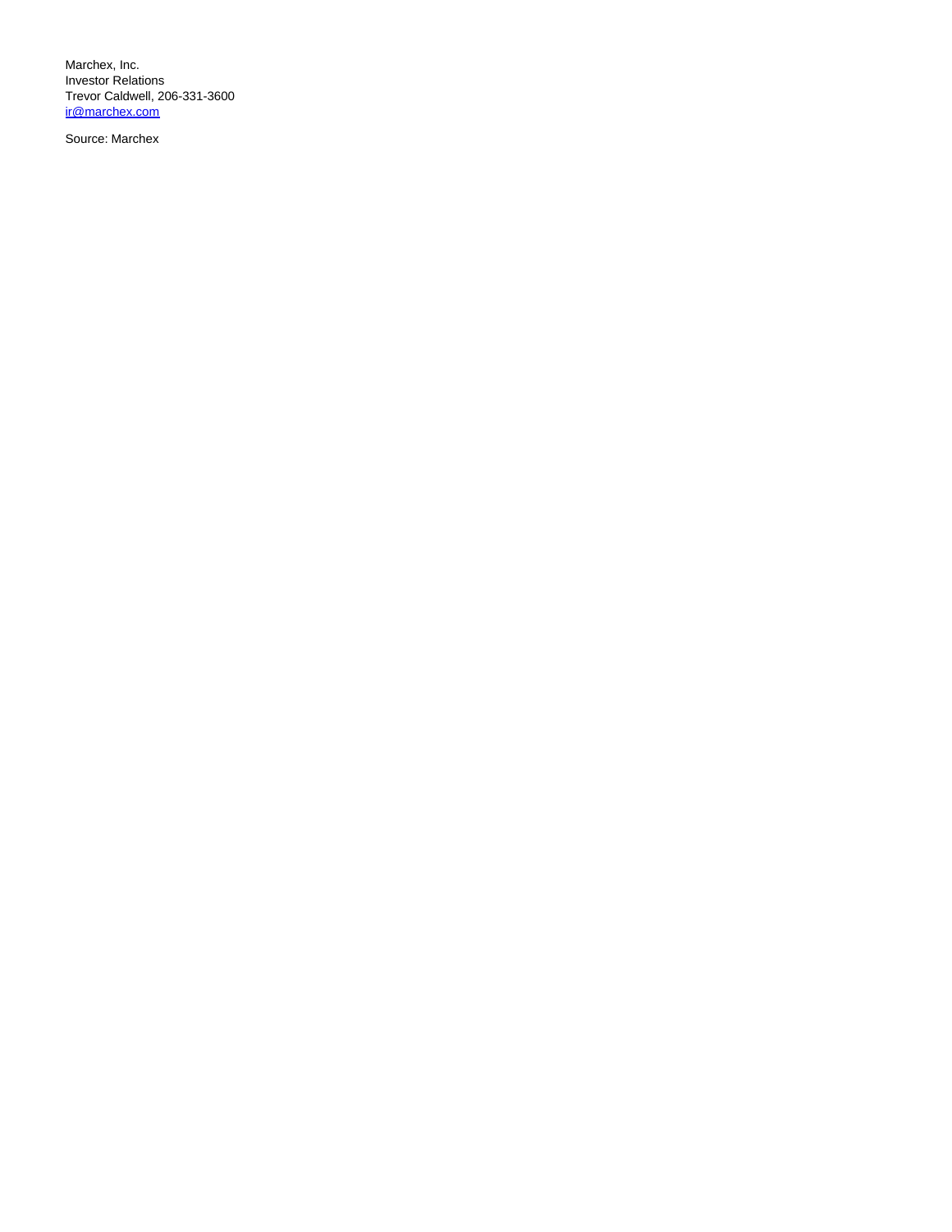Marchex, Inc.
Investor Relations
Trevor Caldwell, 206-331-3600
ir@marchex.com

Source: Marchex